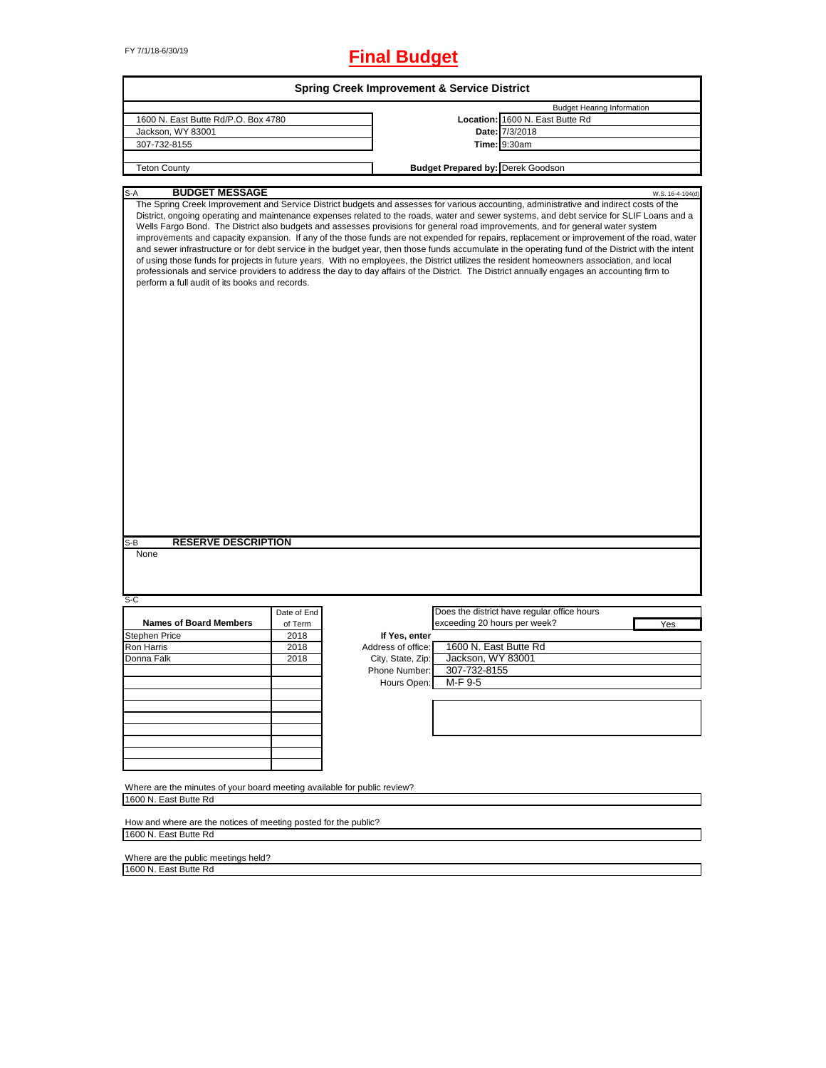FY 7/1/18-6/30/19

# Final Budget

## Spring Creek Improvement & Service District

| | | |
|---|---|---|
| 1600 N. East Butte Rd/P.O. Box 4780 | | Budget Hearing Information |
| Jackson, WY 83001 | **Location:** | 1600 N. East Butte Rd |
| 307-732-8155 | **Date:** | 7/3/2018 |
| | **Time:** | 9:30am |
| Teton County | **Budget Prepared by:** | Derek Goodson |

### S-A BUDGET MESSAGE

W.S. 16-4-104(d)

The Spring Creek Improvement and Service District budgets and assesses for various accounting, administrative and indirect costs of the District, ongoing operating and maintenance expenses related to the roads, water and sewer systems, and debt service for SLIF Loans and a Wells Fargo Bond. The District also budgets and assesses provisions for general road improvements, and for general water system improvements and capacity expansion. If any of the those funds are not expended for repairs, replacement or improvement of the road, water and sewer infrastructure or for debt service in the budget year, then those funds accumulate in the operating fund of the District with the intent of using those funds for projects in future years. With no employees, the District utilizes the resident homeowners association, and local professionals and service providers to address the day to day affairs of the District. The District annually engages an accounting firm to perform a full audit of its books and records.

### S-B RESERVE DESCRIPTION

None

### S-C

| Names of Board Members | Date of End of Term |
|---|---|
| Stephen Price | 2018 |
| Ron Harris | 2018 |
| Donna Falk | 2018 |

Does the district have regular office hours exceeding 20 hours per week? Yes

| If Yes, enter | |
|---|---|
| Address of office: | 1600 N. East Butte Rd |
| City, State, Zip: | Jackson, WY 83001 |
| Phone Number: | 307-732-8155 |
| Hours Open: | M-F 9-5 |

Where are the minutes of your board meeting available for public review?
1600 N. East Butte Rd

How and where are the notices of meeting posted for the public?
1600 N. East Butte Rd

Where are the public meetings held?
1600 N. East Butte Rd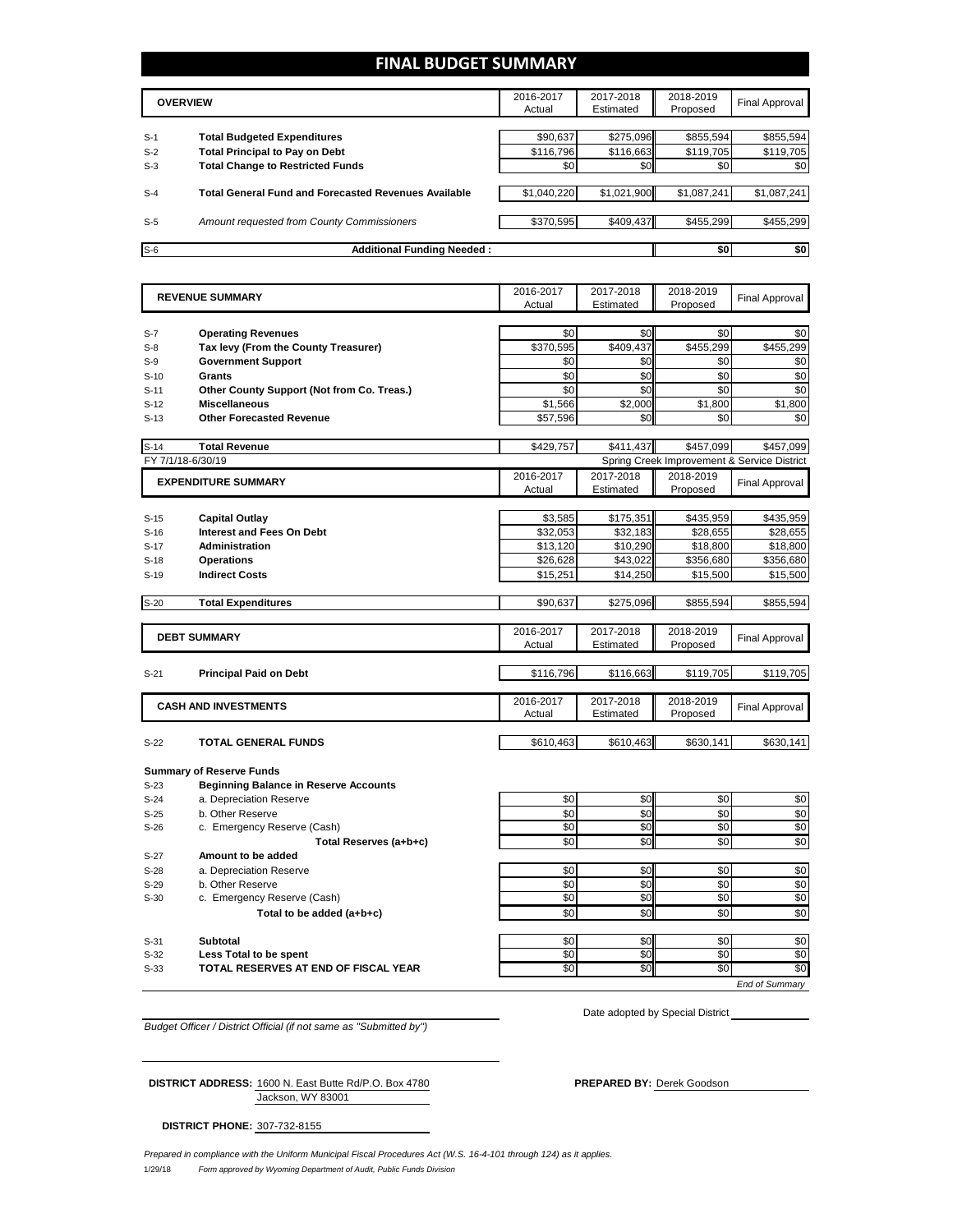# FINAL BUDGET SUMMARY

| | OVERVIEW | 2016-2017 Actual | 2017-2018 Estimated | 2018-2019 Proposed | Final Approval |
|---|---|---|---|---|---|
| S-1 | **Total Budgeted Expenditures** | $90,637 | $275,096 | $855,594 | $855,594 |
| S-2 | **Total Principal to Pay on Debt** | $116,796 | $116,663 | $119,705 | $119,705 |
| S-3 | **Total Change to Restricted Funds** | $0 | $0 | $0 | $0 |
| S-4 | **Total General Fund and Forecasted Revenues Available** | $1,040,220 | $1,021,900 | $1,087,241 | $1,087,241 |
| S-5 | *Amount requested from County Commissioners* | $370,595 | $409,437 | $455,299 | $455,299 |
| S-6 | **Additional Funding Needed :** | | | $0 | $0 |

| | REVENUE SUMMARY | 2016-2017 Actual | 2017-2018 Estimated | 2018-2019 Proposed | Final Approval |
|---|---|---|---|---|---|
| S-7 | **Operating Revenues** | $0 | $0 | $0 | $0 |
| S-8 | **Tax levy (From the County Treasurer)** | $370,595 | $409,437 | $455,299 | $455,299 |
| S-9 | **Government Support** | $0 | $0 | $0 | $0 |
| S-10 | **Grants** | $0 | $0 | $0 | $0 |
| S-11 | **Other County Support (Not from Co. Treas.)** | $0 | $0 | $0 | $0 |
| S-12 | **Miscellaneous** | $1,566 | $2,000 | $1,800 | $1,800 |
| S-13 | **Other Forecasted Revenue** | $57,596 | $0 | $0 | $0 |
| S-14 | **Total Revenue** | $429,757 | $411,437 | $457,099 | $457,099 |

FY 7/1/18-6/30/19 — Spring Creek Improvement & Service District

| | EXPENDITURE SUMMARY | 2016-2017 Actual | 2017-2018 Estimated | 2018-2019 Proposed | Final Approval |
|---|---|---|---|---|---|
| S-15 | **Capital Outlay** | $3,585 | $175,351 | $435,959 | $435,959 |
| S-16 | **Interest and Fees On Debt** | $32,053 | $32,183 | $28,655 | $28,655 |
| S-17 | **Administration** | $13,120 | $10,290 | $18,800 | $18,800 |
| S-18 | **Operations** | $26,628 | $43,022 | $356,680 | $356,680 |
| S-19 | **Indirect Costs** | $15,251 | $14,250 | $15,500 | $15,500 |
| S-20 | **Total Expenditures** | $90,637 | $275,096 | $855,594 | $855,594 |

| | DEBT SUMMARY | 2016-2017 Actual | 2017-2018 Estimated | 2018-2019 Proposed | Final Approval |
|---|---|---|---|---|---|
| S-21 | **Principal Paid on Debt** | $116,796 | $116,663 | $119,705 | $119,705 |

| | CASH AND INVESTMENTS | 2016-2017 Actual | 2017-2018 Estimated | 2018-2019 Proposed | Final Approval |
|---|---|---|---|---|---|
| S-22 | **TOTAL GENERAL FUNDS** | $610,463 | $610,463 | $630,141 | $630,141 |

**Summary of Reserve Funds**

| | | 2016-2017 Actual | 2017-2018 Estimated | 2018-2019 Proposed | Final Approval |
|---|---|---|---|---|---|
| S-23 | **Beginning Balance in Reserve Accounts** | | | | |
| S-24 | a. Depreciation Reserve | $0 | $0 | $0 | $0 |
| S-25 | b. Other Reserve | $0 | $0 | $0 | $0 |
| S-26 | c. Emergency Reserve (Cash) | $0 | $0 | $0 | $0 |
| | **Total Reserves (a+b+c)** | $0 | $0 | $0 | $0 |
| S-27 | **Amount to be added** | | | | |
| S-28 | a. Depreciation Reserve | $0 | $0 | $0 | $0 |
| S-29 | b. Other Reserve | $0 | $0 | $0 | $0 |
| S-30 | c. Emergency Reserve (Cash) | $0 | $0 | $0 | $0 |
| | **Total to be added (a+b+c)** | $0 | $0 | $0 | $0 |
| S-31 | **Subtotal** | $0 | $0 | $0 | $0 |
| S-32 | **Less Total to be spent** | $0 | $0 | $0 | $0 |
| S-33 | **TOTAL RESERVES AT END OF FISCAL YEAR** | $0 | $0 | $0 | $0 |

*End of Summary*

*Budget Officer / District Official (if not same as "Submitted by")*

Date adopted by Special District

**DISTRICT ADDRESS:** 1600 N. East Butte Rd/P.O. Box 4780
Jackson, WY 83001

**PREPARED BY:** Derek Goodson

**DISTRICT PHONE:** 307-732-8155

*Prepared in compliance with the Uniform Municipal Fiscal Procedures Act (W.S. 16-4-101 through 124) as it applies.*

1/29/18 *Form approved by Wyoming Department of Audit, Public Funds Division*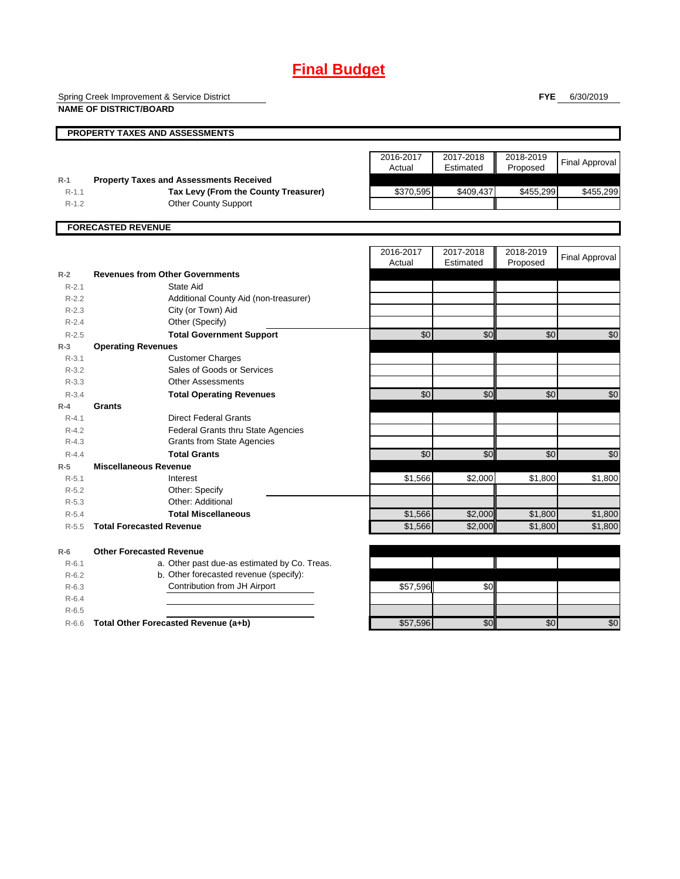# Final Budget

Spring Creek Improvement & Service District

**NAME OF DISTRICT/BOARD**

**FYE** 6/30/2019

## PROPERTY TAXES AND ASSESSMENTS

| | | 2016-2017 Actual | 2017-2018 Estimated | 2018-2019 Proposed | Final Approval |
|---|---|---|---|---|---|
| R-1 | **Property Taxes and Assessments Received** | | | | |
| R-1.1 | **Tax Levy (From the County Treasurer)** | $370,595 | $409,437 | $455,299 | $455,299 |
| R-1.2 | Other County Support | | | | |

## FORECASTED REVENUE

| | | 2016-2017 Actual | 2017-2018 Estimated | 2018-2019 Proposed | Final Approval |
|---|---|---|---|---|---|
| R-2 | **Revenues from Other Governments** | | | | |
| R-2.1 | State Aid | | | | |
| R-2.2 | Additional County Aid (non-treasurer) | | | | |
| R-2.3 | City (or Town) Aid | | | | |
| R-2.4 | Other (Specify) | | | | |
| R-2.5 | **Total Government Support** | $0 | $0 | $0 | $0 |
| R-3 | **Operating Revenues** | | | | |
| R-3.1 | Customer Charges | | | | |
| R-3.2 | Sales of Goods or Services | | | | |
| R-3.3 | Other Assessments | | | | |
| R-3.4 | **Total Operating Revenues** | $0 | $0 | $0 | $0 |
| R-4 | **Grants** | | | | |
| R-4.1 | Direct Federal Grants | | | | |
| R-4.2 | Federal Grants thru State Agencies | | | | |
| R-4.3 | Grants from State Agencies | | | | |
| R-4.4 | **Total Grants** | $0 | $0 | $0 | $0 |
| R-5 | **Miscellaneous Revenue** | | | | |
| R-5.1 | Interest | $1,566 | $2,000 | $1,800 | $1,800 |
| R-5.2 | Other: Specify | | | | |
| R-5.3 | Other: Additional | | | | |
| R-5.4 | **Total Miscellaneous** | $1,566 | $2,000 | $1,800 | $1,800 |
| R-5.5 | **Total Forecasted Revenue** | $1,566 | $2,000 | $1,800 | $1,800 |
| R-6 | **Other Forecasted Revenue** | | | | |
| R-6.1 | a. Other past due-as estimated by Co. Treas. | | | | |
| R-6.2 | b. Other forecasted revenue (specify): | | | | |
| R-6.3 | Contribution from JH Airport | $57,596 | $0 | | |
| R-6.4 | | | | | |
| R-6.5 | | | | | |
| R-6.6 | **Total Other Forecasted Revenue (a+b)** | $57,596 | $0 | $0 | $0 |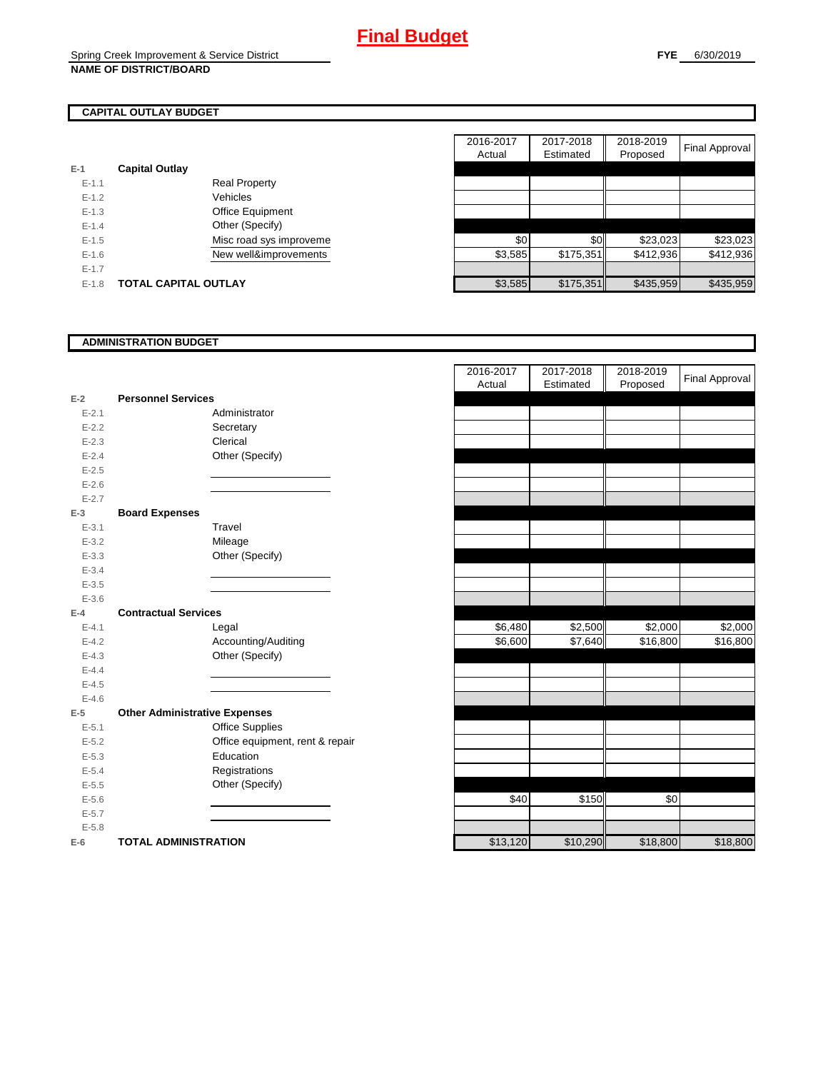# Final Budget

Spring Creek Improvement & Service District
**NAME OF DISTRICT/BOARD**

**FYE** 6/30/2019

## CAPITAL OUTLAY BUDGET

| | | | 2016-2017 Actual | 2017-2018 Estimated | 2018-2019 Proposed | Final Approval |
|---|---|---|---|---|---|---|
| **E-1** | **Capital Outlay** | | | | | |
| E-1.1 | | Real Property | | | | |
| E-1.2 | | Vehicles | | | | |
| E-1.3 | | Office Equipment | | | | |
| E-1.4 | | Other (Specify) | | | | |
| E-1.5 | | Misc road sys improveme | $0 | $0 | $23,023 | $23,023 |
| E-1.6 | | New well&improvements | $3,585 | $175,351 | $412,936 | $412,936 |
| E-1.7 | | | | | | |
| E-1.8 | **TOTAL CAPITAL OUTLAY** | | $3,585 | $175,351 | $435,959 | $435,959 |

## ADMINISTRATION BUDGET

| | | | 2016-2017 Actual | 2017-2018 Estimated | 2018-2019 Proposed | Final Approval |
|---|---|---|---|---|---|---|
| **E-2** | **Personnel Services** | | | | | |
| E-2.1 | | Administrator | | | | |
| E-2.2 | | Secretary | | | | |
| E-2.3 | | Clerical | | | | |
| E-2.4 | | Other (Specify) | | | | |
| E-2.5 | | | | | | |
| E-2.6 | | | | | | |
| E-2.7 | | | | | | |
| **E-3** | **Board Expenses** | | | | | |
| E-3.1 | | Travel | | | | |
| E-3.2 | | Mileage | | | | |
| E-3.3 | | Other (Specify) | | | | |
| E-3.4 | | | | | | |
| E-3.5 | | | | | | |
| E-3.6 | | | | | | |
| **E-4** | **Contractual Services** | | | | | |
| E-4.1 | | Legal | $6,480 | $2,500 | $2,000 | $2,000 |
| E-4.2 | | Accounting/Auditing | $6,600 | $7,640 | $16,800 | $16,800 |
| E-4.3 | | Other (Specify) | | | | |
| E-4.4 | | | | | | |
| E-4.5 | | | | | | |
| E-4.6 | | | | | | |
| **E-5** | **Other Administrative Expenses** | | | | | |
| E-5.1 | | Office Supplies | | | | |
| E-5.2 | | Office equipment, rent & repair | | | | |
| E-5.3 | | Education | | | | |
| E-5.4 | | Registrations | | | | |
| E-5.5 | | Other (Specify) | | | | |
| E-5.6 | | | $40 | $150 | $0 | |
| E-5.7 | | | | | | |
| E-5.8 | | | | | | |
| **E-6** | **TOTAL ADMINISTRATION** | | $13,120 | $10,290 | $18,800 | $18,800 |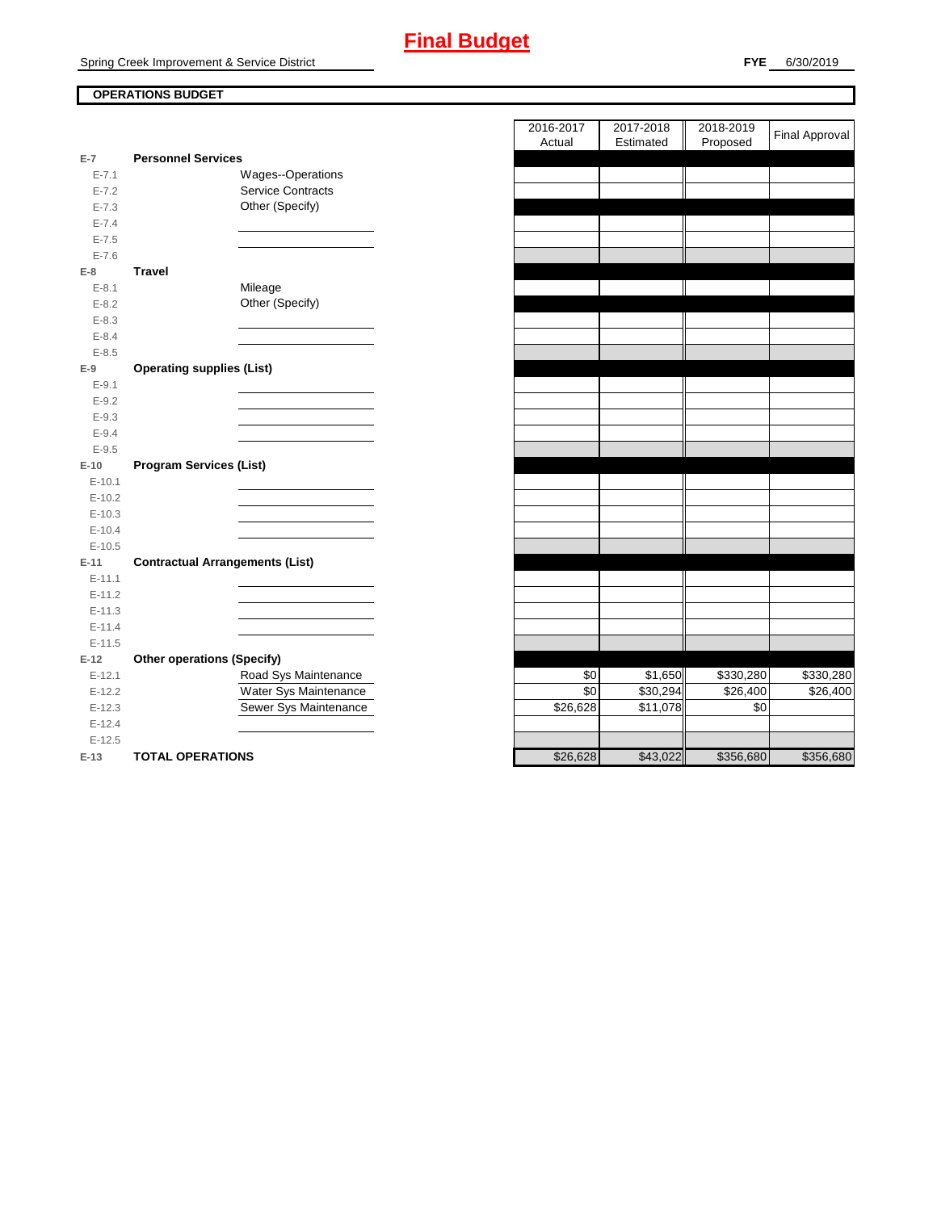# Final Budget

Spring Creek Improvement & Service District

**FYE** 6/30/2019

**OPERATIONS BUDGET**

| | | | 2016-2017 Actual | 2017-2018 Estimated | 2018-2019 Proposed | Final Approval |
|---|---|---|---|---|---|---|
| E-7 | **Personnel Services** | | | | | |
| E-7.1 | | Wages--Operations | | | | |
| E-7.2 | | Service Contracts | | | | |
| E-7.3 | | Other (Specify) | | | | |
| E-7.4 | | | | | | |
| E-7.5 | | | | | | |
| E-7.6 | | | | | | |
| E-8 | **Travel** | | | | | |
| E-8.1 | | Mileage | | | | |
| E-8.2 | | Other (Specify) | | | | |
| E-8.3 | | | | | | |
| E-8.4 | | | | | | |
| E-8.5 | | | | | | |
| E-9 | **Operating supplies (List)** | | | | | |
| E-9.1 | | | | | | |
| E-9.2 | | | | | | |
| E-9.3 | | | | | | |
| E-9.4 | | | | | | |
| E-9.5 | | | | | | |
| E-10 | **Program Services (List)** | | | | | |
| E-10.1 | | | | | | |
| E-10.2 | | | | | | |
| E-10.3 | | | | | | |
| E-10.4 | | | | | | |
| E-10.5 | | | | | | |
| E-11 | **Contractual Arrangements (List)** | | | | | |
| E-11.1 | | | | | | |
| E-11.2 | | | | | | |
| E-11.3 | | | | | | |
| E-11.4 | | | | | | |
| E-11.5 | | | | | | |
| E-12 | **Other operations (Specify)** | | | | | |
| E-12.1 | | Road Sys Maintenance | $0 | $1,650 | $330,280 | $330,280 |
| E-12.2 | | Water Sys Maintenance | $0 | $30,294 | $26,400 | $26,400 |
| E-12.3 | | Sewer Sys Maintenance | $26,628 | $11,078 | $0 | |
| E-12.4 | | | | | | |
| E-12.5 | | | | | | |
| E-13 | **TOTAL OPERATIONS** | | $26,628 | $43,022 | $356,680 | $356,680 |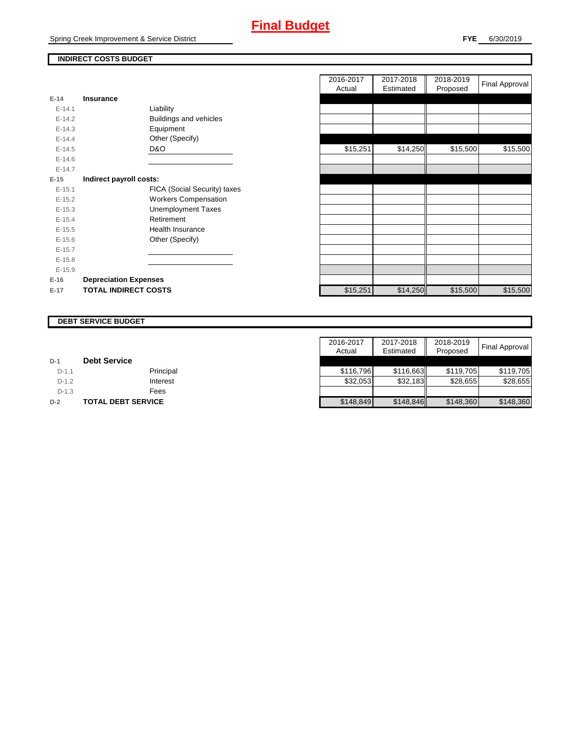# Final Budget

Spring Creek Improvement & Service District

**FYE** 6/30/2019

## INDIRECT COSTS BUDGET

| | | | 2016-2017 Actual | 2017-2018 Estimated | 2018-2019 Proposed | Final Approval |
|---|---|---|---|---|---|---|
| **E-14** | **Insurance** | | | | | |
| E-14.1 | | Liability | | | | |
| E-14.2 | | Buildings and vehicles | | | | |
| E-14.3 | | Equipment | | | | |
| E-14.4 | | Other (Specify) | | | | |
| E-14.5 | | D&O | $15,251 | $14,250 | $15,500 | $15,500 |
| E-14.6 | | | | | | |
| E-14.7 | | | | | | |
| **E-15** | **Indirect payroll costs:** | | | | | |
| E-15.1 | | FICA (Social Security) taxes | | | | |
| E-15.2 | | Workers Compensation | | | | |
| E-15.3 | | Unemployment Taxes | | | | |
| E-15.4 | | Retirement | | | | |
| E-15.5 | | Health Insurance | | | | |
| E-15.6 | | Other (Specify) | | | | |
| E-15.7 | | | | | | |
| E-15.8 | | | | | | |
| E-15.9 | | | | | | |
| **E-16** | **Depreciation Expenses** | | | | | |
| **E-17** | **TOTAL INDIRECT COSTS** | | $15,251 | $14,250 | $15,500 | $15,500 |

## DEBT SERVICE BUDGET

| | | | 2016-2017 Actual | 2017-2018 Estimated | 2018-2019 Proposed | Final Approval |
|---|---|---|---|---|---|---|
| **D-1** | **Debt Service** | | | | | |
| D-1.1 | | Principal | $116,796 | $116,663 | $119,705 | $119,705 |
| D-1.2 | | Interest | $32,053 | $32,183 | $28,655 | $28,655 |
| D-1.3 | | Fees | | | | |
| **D-2** | **TOTAL DEBT SERVICE** | | $148,849 | $148,846 | $148,360 | $148,360 |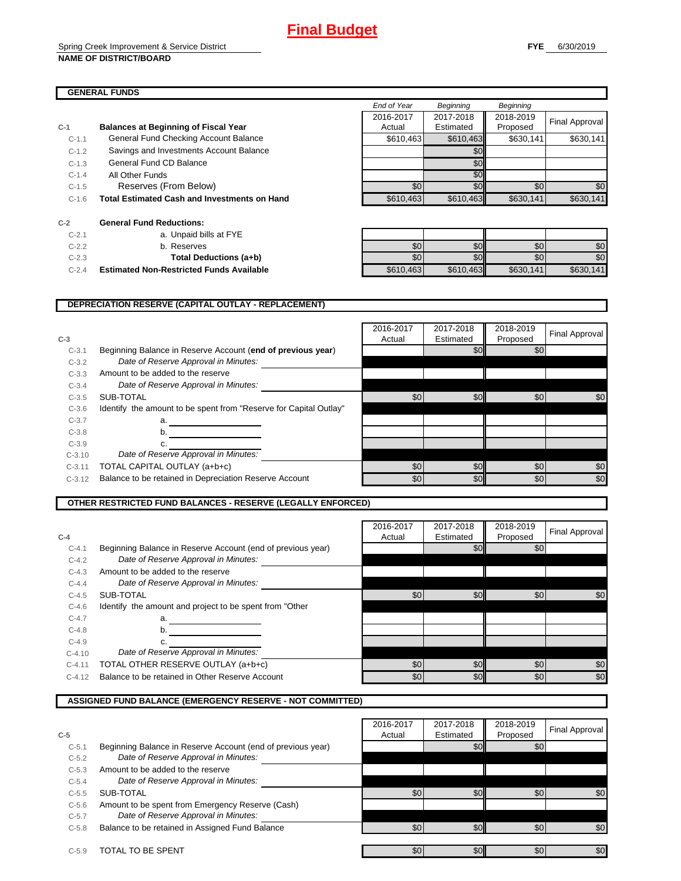# Final Budget

Spring Creek Improvement & Service District
**NAME OF DISTRICT/BOARD**

**FYE** 6/30/2019

## GENERAL FUNDS

| | | End of Year 2016-2017 Actual | Beginning 2017-2018 Estimated | Beginning 2018-2019 Proposed | Final Approval |
|---|---|---|---|---|---|
| **C-1** | **Balances at Beginning of Fiscal Year** | | | | |
| C-1.1 | General Fund Checking Account Balance | $610,463 | $610,463 | $630,141 | $630,141 |
| C-1.2 | Savings and Investments Account Balance | | $0 | | |
| C-1.3 | General Fund CD Balance | | $0 | | |
| C-1.4 | All Other Funds | | $0 | | |
| C-1.5 | Reserves (From Below) | $0 | $0 | $0 | $0 |
| C-1.6 | **Total Estimated Cash and Investments on Hand** | $610,463 | $610,463 | $630,141 | $630,141 |
| **C-2** | **General Fund Reductions:** | | | | |
| C-2.1 | a. Unpaid bills at FYE | | | | |
| C-2.2 | b. Reserves | $0 | $0 | $0 | $0 |
| C-2.3 | **Total Deductions (a+b)** | $0 | $0 | $0 | $0 |
| C-2.4 | **Estimated Non-Restricted Funds Available** | $610,463 | $610,463 | $630,141 | $630,141 |

## DEPRECIATION RESERVE (CAPITAL OUTLAY - REPLACEMENT)

| **C-3** | | 2016-2017 Actual | 2017-2018 Estimated | 2018-2019 Proposed | Final Approval |
|---|---|---|---|---|---|
| C-3.1 | Beginning Balance in Reserve Account (**end of previous year**) | | $0 | $0 | |
| C-3.2 | *Date of Reserve Approval in Minutes:* | | | | |
| C-3.3 | Amount to be added to the reserve | | | | |
| C-3.4 | *Date of Reserve Approval in Minutes:* | | | | |
| C-3.5 | SUB-TOTAL | $0 | $0 | $0 | $0 |
| C-3.6 | Identify the amount to be spent from "Reserve for Capital Outlay" | | | | |
| C-3.7 | a. | | | | |
| C-3.8 | b. | | | | |
| C-3.9 | c. | | | | |
| C-3.10 | *Date of Reserve Approval in Minutes:* | | | | |
| C-3.11 | TOTAL CAPITAL OUTLAY (a+b+c) | $0 | $0 | $0 | $0 |
| C-3.12 | Balance to be retained in Depreciation Reserve Account | $0 | $0 | $0 | $0 |

## OTHER RESTRICTED FUND BALANCES - RESERVE (LEGALLY ENFORCED)

| **C-4** | | 2016-2017 Actual | 2017-2018 Estimated | 2018-2019 Proposed | Final Approval |
|---|---|---|---|---|---|
| C-4.1 | Beginning Balance in Reserve Account (end of previous year) | | $0 | $0 | |
| C-4.2 | *Date of Reserve Approval in Minutes:* | | | | |
| C-4.3 | Amount to be added to the reserve | | | | |
| C-4.4 | *Date of Reserve Approval in Minutes:* | | | | |
| C-4.5 | SUB-TOTAL | $0 | $0 | $0 | $0 |
| C-4.6 | Identify the amount and project to be spent from "Other | | | | |
| C-4.7 | a. | | | | |
| C-4.8 | b. | | | | |
| C-4.9 | c. | | | | |
| C-4.10 | *Date of Reserve Approval in Minutes:* | | | | |
| C-4.11 | TOTAL OTHER RESERVE OUTLAY (a+b+c) | $0 | $0 | $0 | $0 |
| C-4.12 | Balance to be retained in Other Reserve Account | $0 | $0 | $0 | $0 |

## ASSIGNED FUND BALANCE (EMERGENCY RESERVE - NOT COMMITTED)

| **C-5** | | 2016-2017 Actual | 2017-2018 Estimated | 2018-2019 Proposed | Final Approval |
|---|---|---|---|---|---|
| C-5.1 | Beginning Balance in Reserve Account (end of previous year) | | $0 | $0 | |
| C-5.2 | *Date of Reserve Approval in Minutes:* | | | | |
| C-5.3 | Amount to be added to the reserve | | | | |
| C-5.4 | *Date of Reserve Approval in Minutes:* | | | | |
| C-5.5 | SUB-TOTAL | $0 | $0 | $0 | $0 |
| C-5.6 | Amount to be spent from Emergency Reserve (Cash) | | | | |
| C-5.7 | *Date of Reserve Approval in Minutes:* | | | | |
| C-5.8 | Balance to be retained in Assigned Fund Balance | $0 | $0 | $0 | $0 |
| C-5.9 | TOTAL TO BE SPENT | $0 | $0 | $0 | $0 |